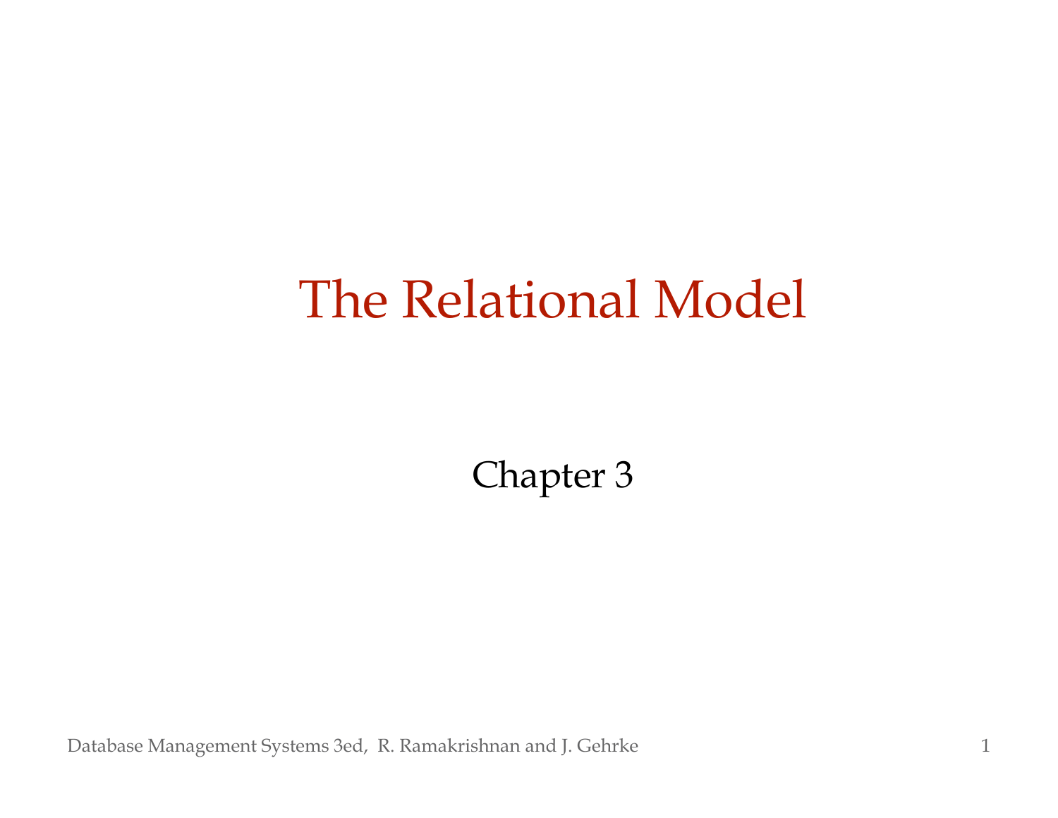# The Relational Model

Chapter 3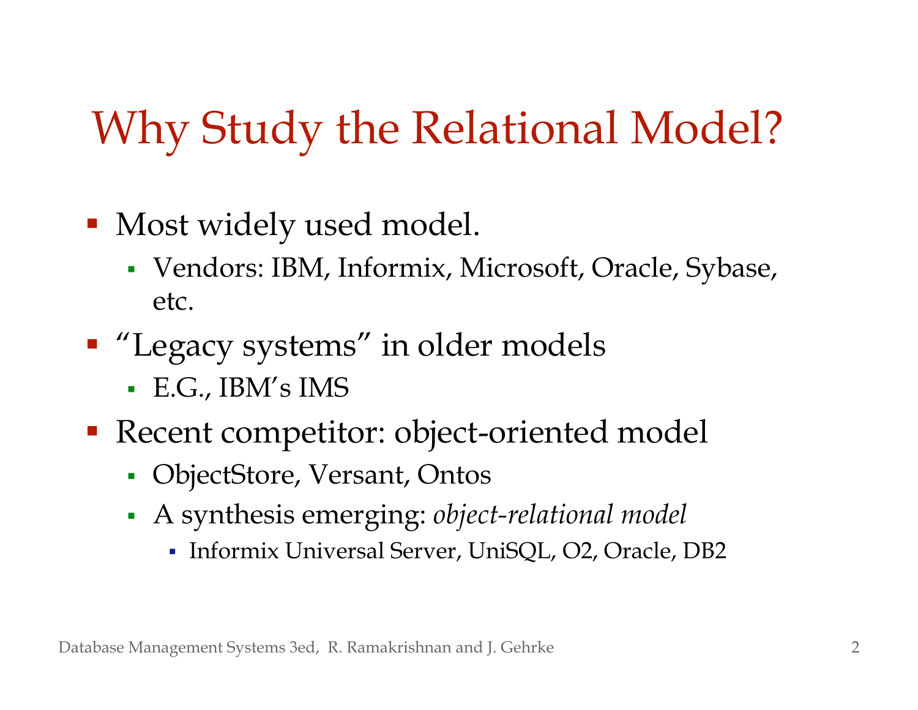# Why Study the Relational Model?

- Most widely used model.
  - Vendors: IBM, Informix, Microsoft, Oracle, Sybase, etc.
- "Legacy systems" in older models
  - E.G., IBM's IMS
- Recent competitor: object-oriented model
  - ObjectStore, Versant, Ontos
  - A synthesis emerging: *object-relational model*
    - Informix Universal Server, UniSQL, O2, Oracle, DB2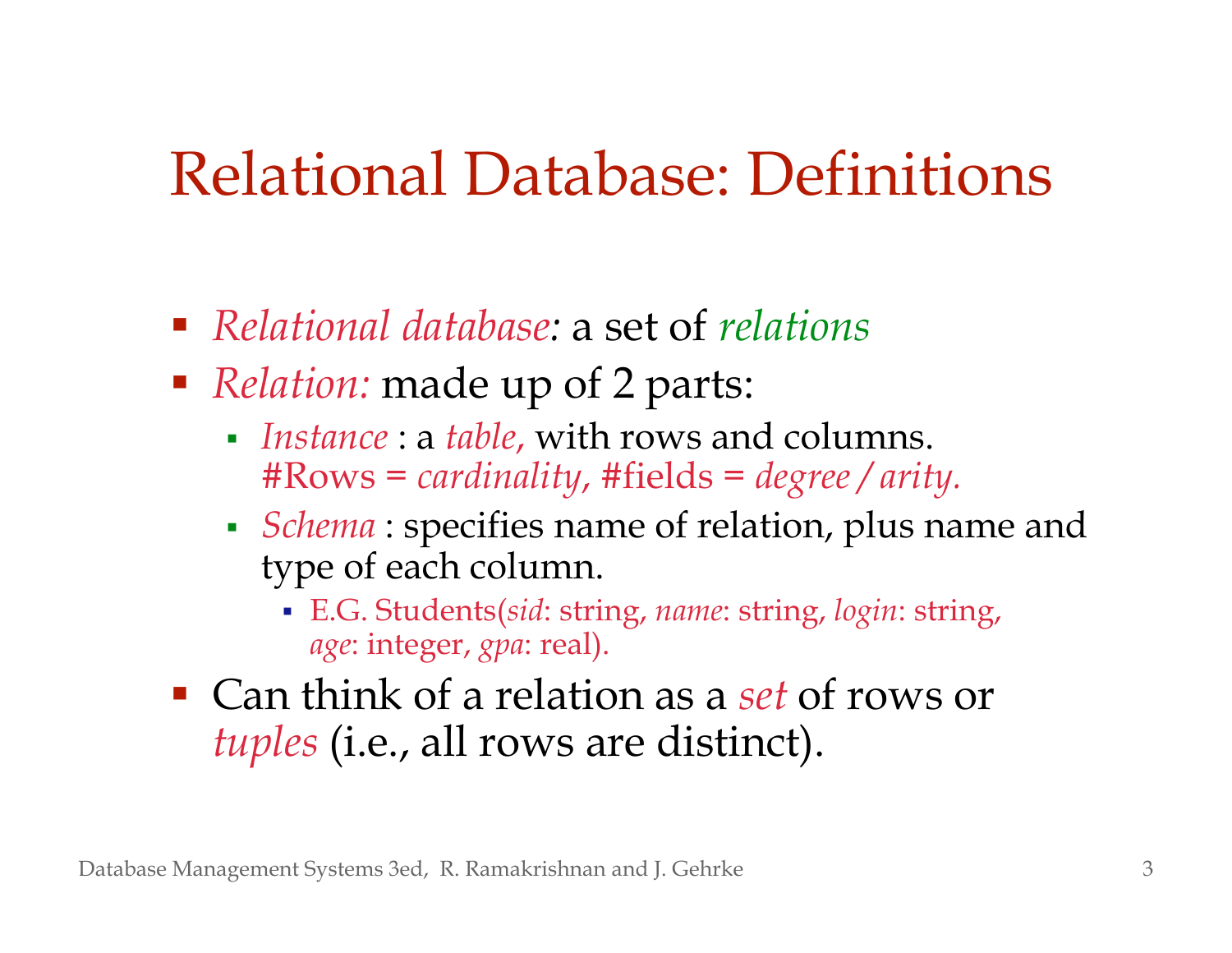# Relational Database: Definitions

- *Relational database:* a set of *relations*
- *Relation:* made up of 2 parts:
  - *Instance* : a *table,* with rows and columns. #Rows = *cardinality*, #fields = *degree / arity.*
  - *Schema* : specifies name of relation, plus name and type of each column.
    - E.G. Students(*sid*: string, *name*: string, *login*: string, *age*: integer, *gpa*: real).
- Can think of a relation as a *set* of rows or *tuples* (i.e., all rows are distinct).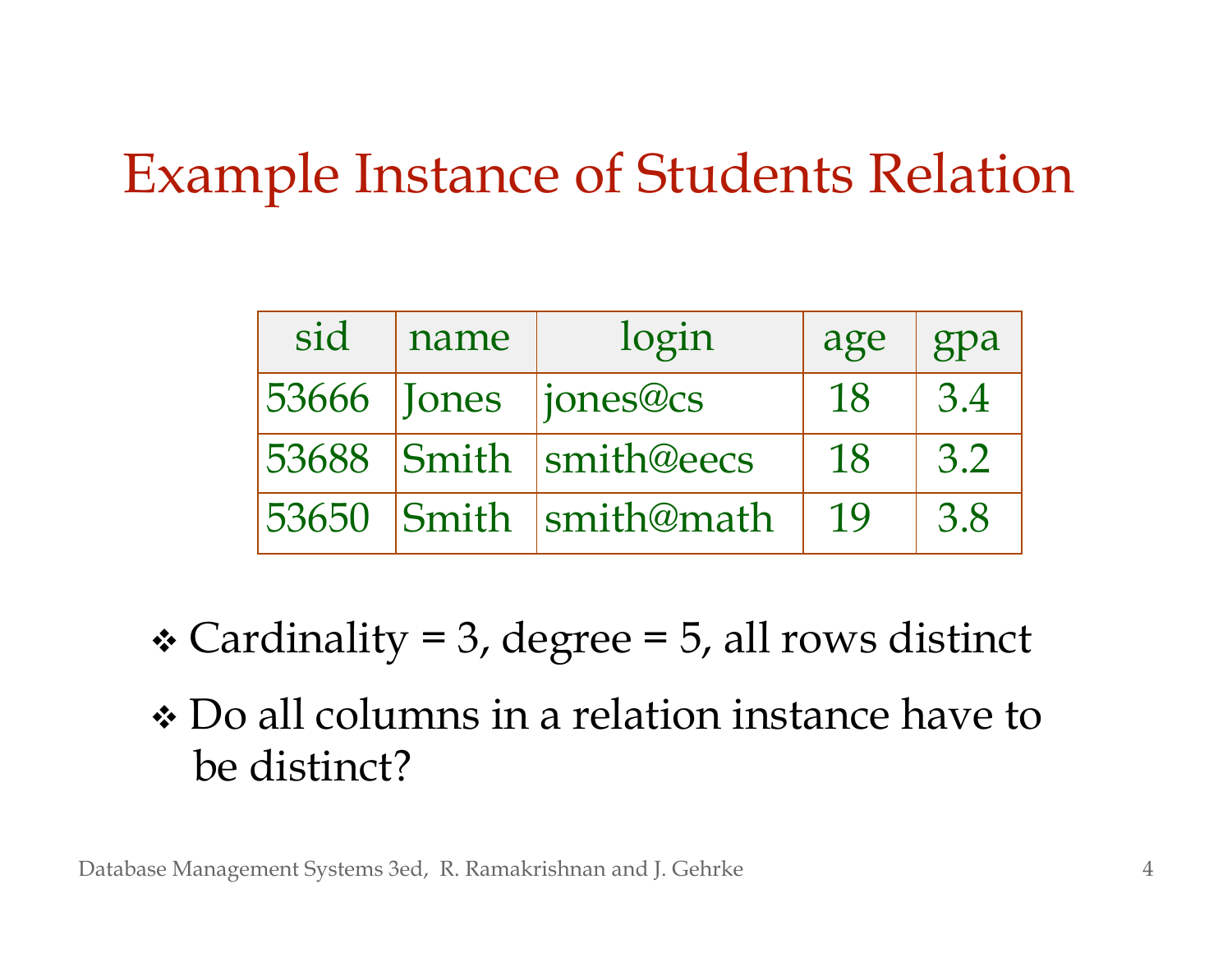# Example Instance of Students Relation

| sid | name | login | age | gpa |
|---|---|---|---|---|
| 53666 | Jones | jones@cs | 18 | 3.4 |
| 53688 | Smith | smith@eecs | 18 | 3.2 |
| 53650 | Smith | smith@math | 19 | 3.8 |

- Cardinality = 3, degree = 5, all rows distinct
- Do all columns in a relation instance have to be distinct?

Database Management Systems 3ed, R. Ramakrishnan and J. Gehrke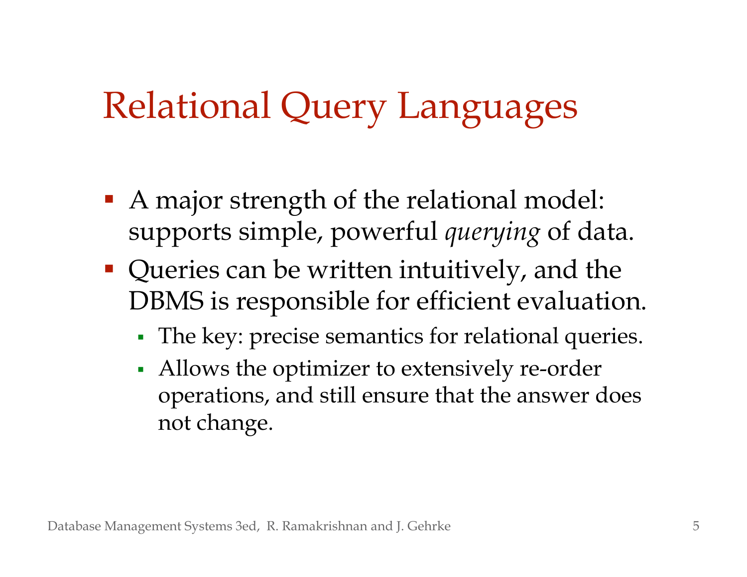# Relational Query Languages

- A major strength of the relational model: supports simple, powerful *querying* of data.
- Queries can be written intuitively, and the DBMS is responsible for efficient evaluation.
  - The key: precise semantics for relational queries.
  - Allows the optimizer to extensively re-order operations, and still ensure that the answer does not change.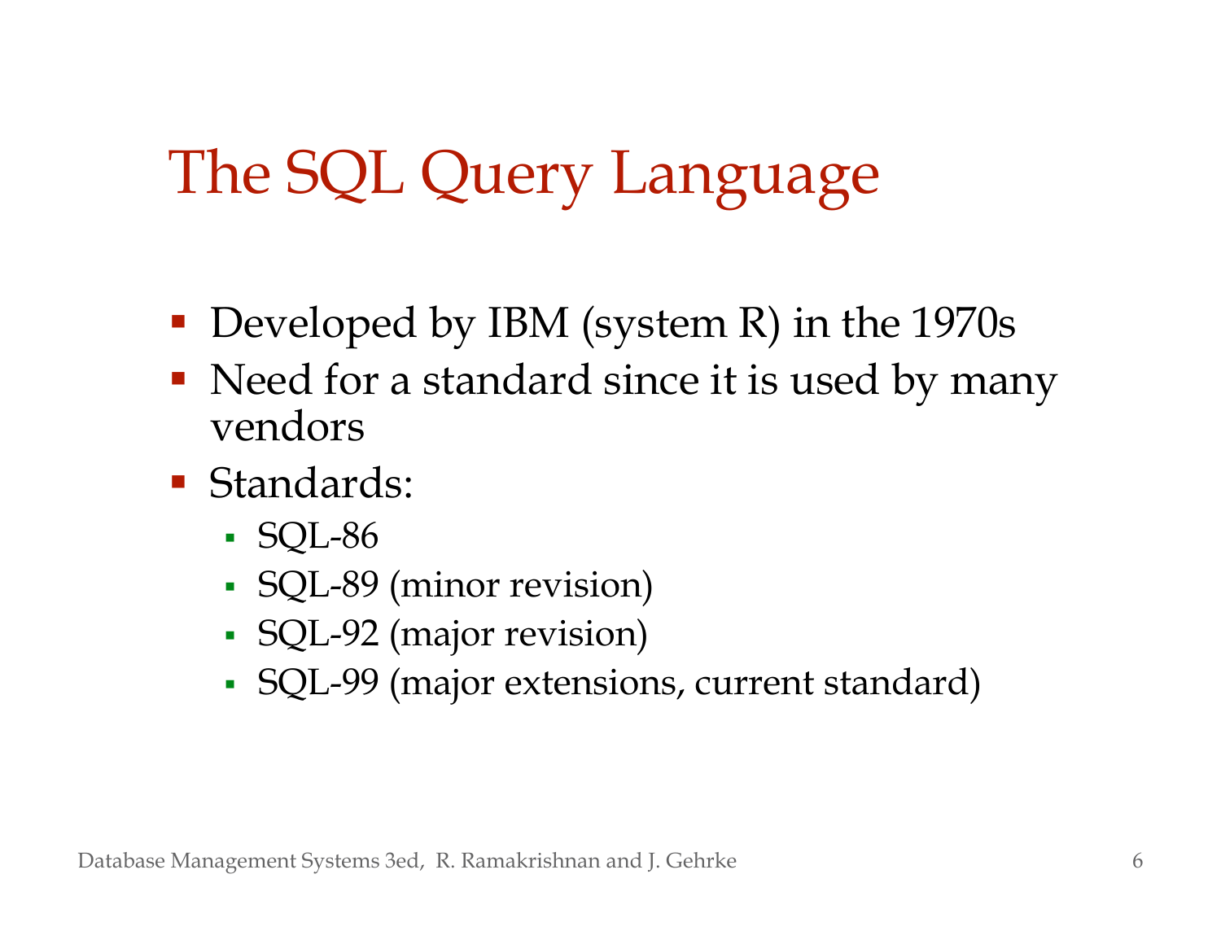# The SQL Query Language

- Developed by IBM (system R) in the 1970s
- Need for a standard since it is used by many vendors
- Standards:
  - SQL-86
  - SQL-89 (minor revision)
  - SQL-92 (major revision)
  - SQL-99 (major extensions, current standard)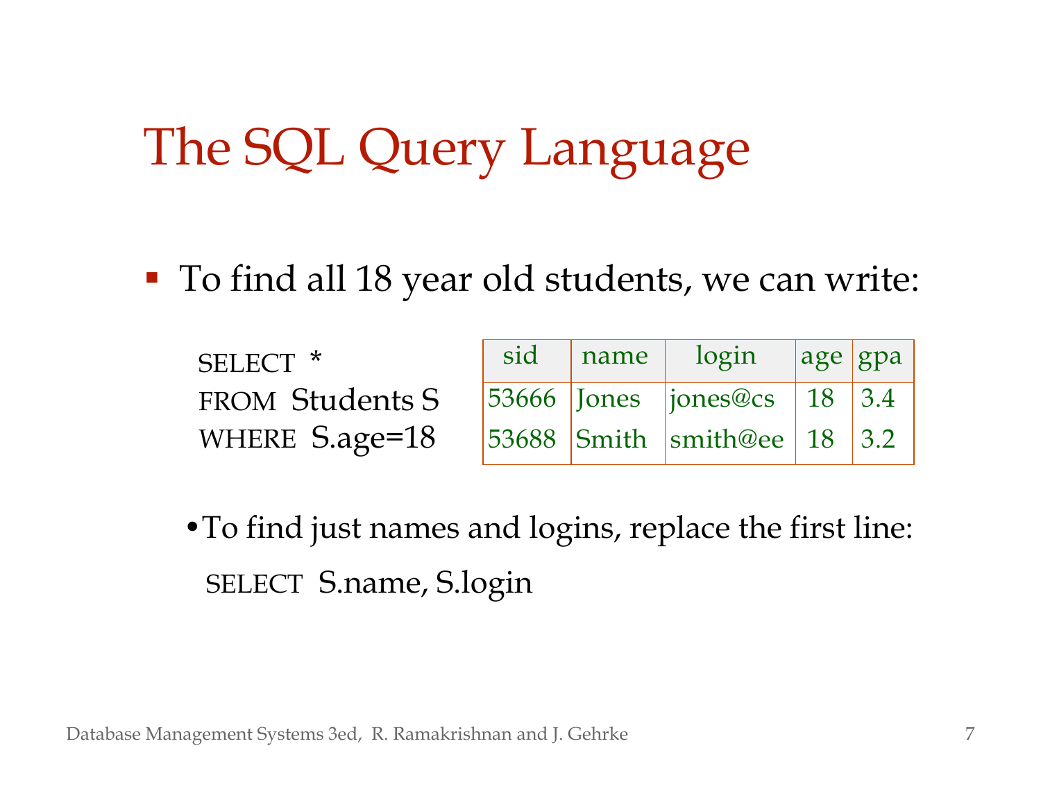# The SQL Query Language

- To find all 18 year old students, we can write:

```
SELECT *
FROM Students S
WHERE S.age=18
```

| sid | name | login | age | gpa |
|---|---|---|---|---|
| 53666 | Jones | jones@cs | 18 | 3.4 |
| 53688 | Smith | smith@ee | 18 | 3.2 |

- To find just names and logins, replace the first line:

```
SELECT S.name, S.login
```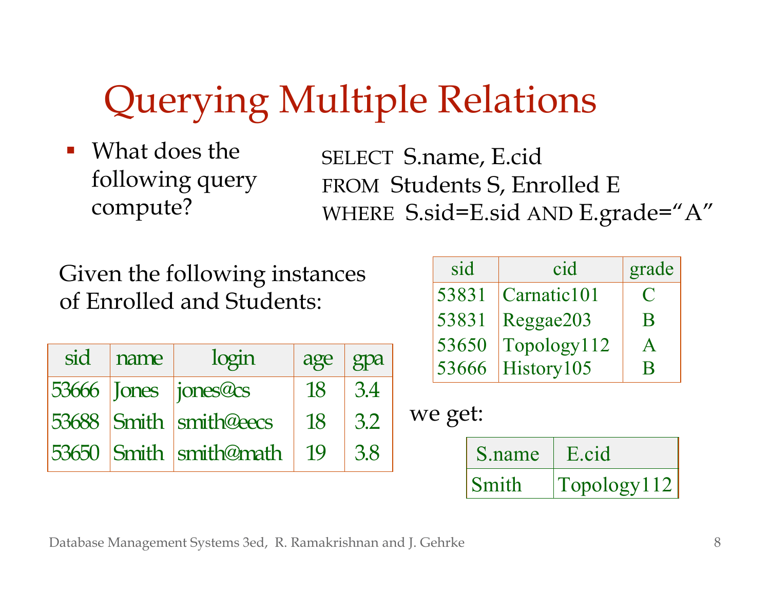# Querying Multiple Relations

- What does the following query compute?

```
SELECT S.name, E.cid
FROM Students S, Enrolled E
WHERE S.sid=E.sid AND E.grade="A"
```

Given the following instances of Enrolled and Students:

| sid | cid | grade |
|---|---|---|
| 53831 | Carnatic101 | C |
| 53831 | Reggae203 | B |
| 53650 | Topology112 | A |
| 53666 | History105 | B |

| sid | name | login | age | gpa |
|---|---|---|---|---|
| 53666 | Jones | jones@cs | 18 | 3.4 |
| 53688 | Smith | smith@eecs | 18 | 3.2 |
| 53650 | Smith | smith@math | 19 | 3.8 |

we get:

| S.name | E.cid |
|---|---|
| Smith | Topology112 |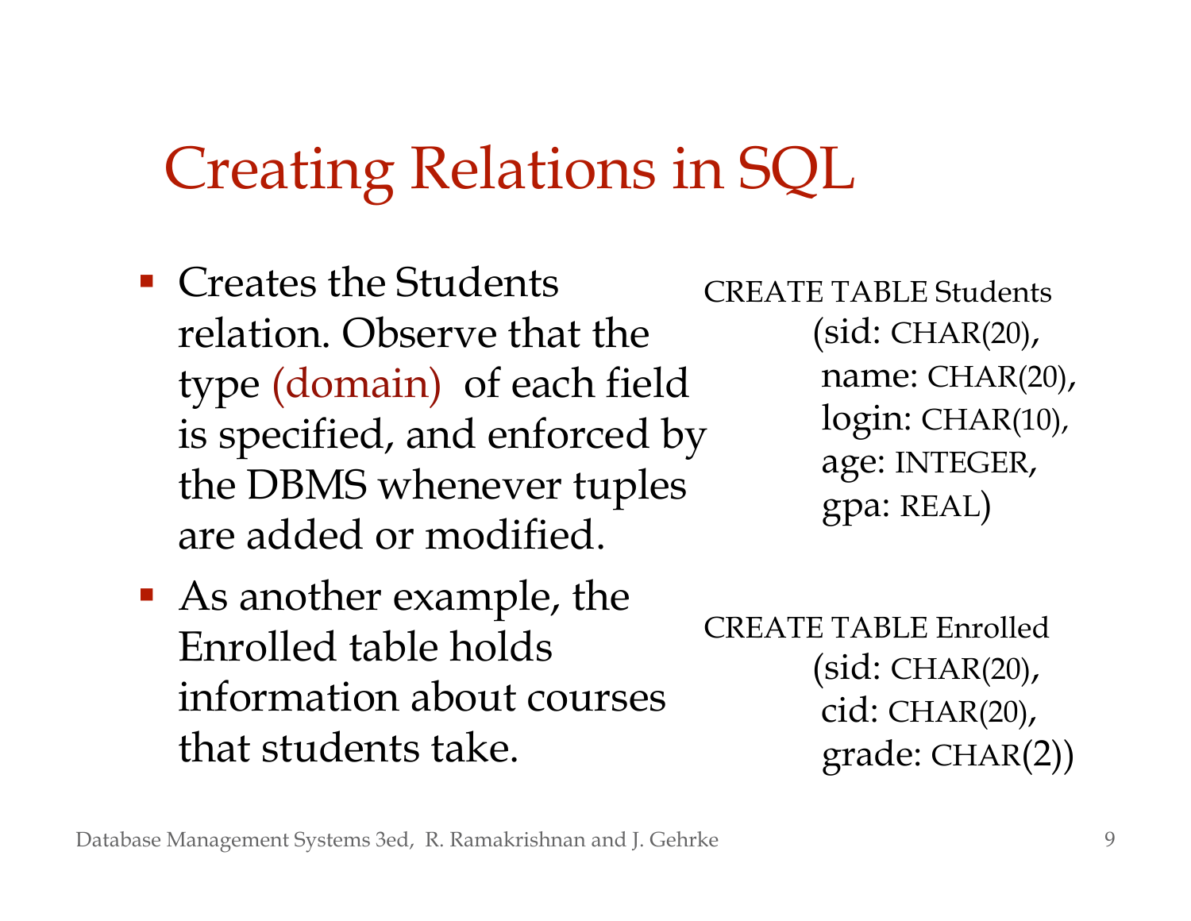# Creating Relations in SQL

- Creates the Students relation. Observe that the type (domain) of each field is specified, and enforced by the DBMS whenever tuples are added or modified.

```
CREATE TABLE Students
      (sid: CHAR(20),
       name: CHAR(20),
       login: CHAR(10),
       age: INTEGER,
       gpa: REAL)
```

- As another example, the Enrolled table holds information about courses that students take.

```
CREATE TABLE Enrolled
      (sid: CHAR(20),
       cid: CHAR(20),
       grade: CHAR(2))
```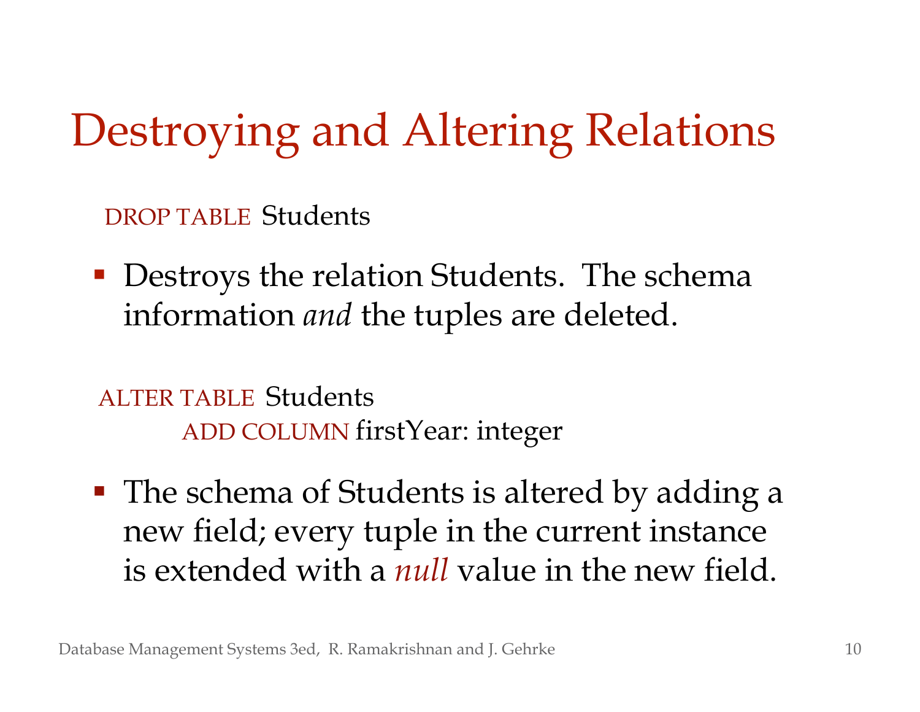# Destroying and Altering Relations

```
DROP TABLE Students
```

- Destroys the relation Students. The schema information *and* the tuples are deleted.

```
ALTER TABLE Students
      ADD COLUMN firstYear: integer
```

- The schema of Students is altered by adding a new field; every tuple in the current instance is extended with a *null* value in the new field.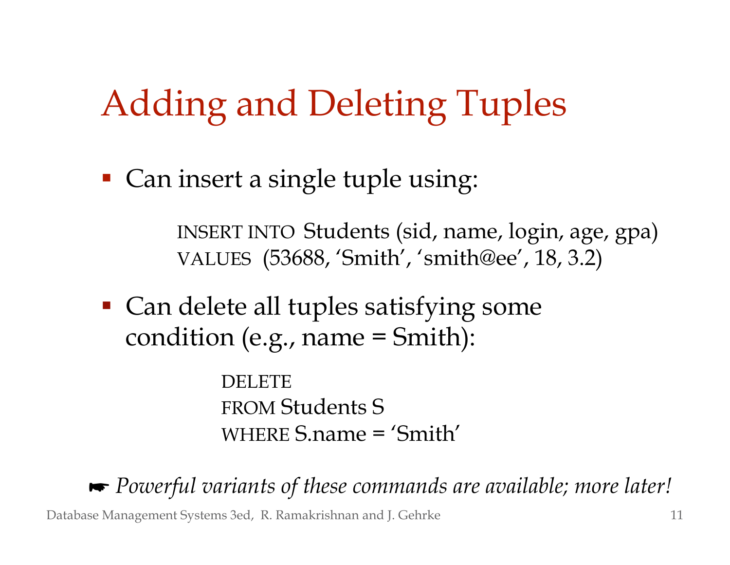# Adding and Deleting Tuples

- Can insert a single tuple using:

```
INSERT INTO Students (sid, name, login, age, gpa)
VALUES (53688, ‘Smith’, ‘smith@ee’, 18, 3.2)
```

- Can delete all tuples satisfying some condition (e.g., name = Smith):

```
DELETE
FROM Students S
WHERE S.name = ‘Smith’
```

☛ *Powerful variants of these commands are available; more later!*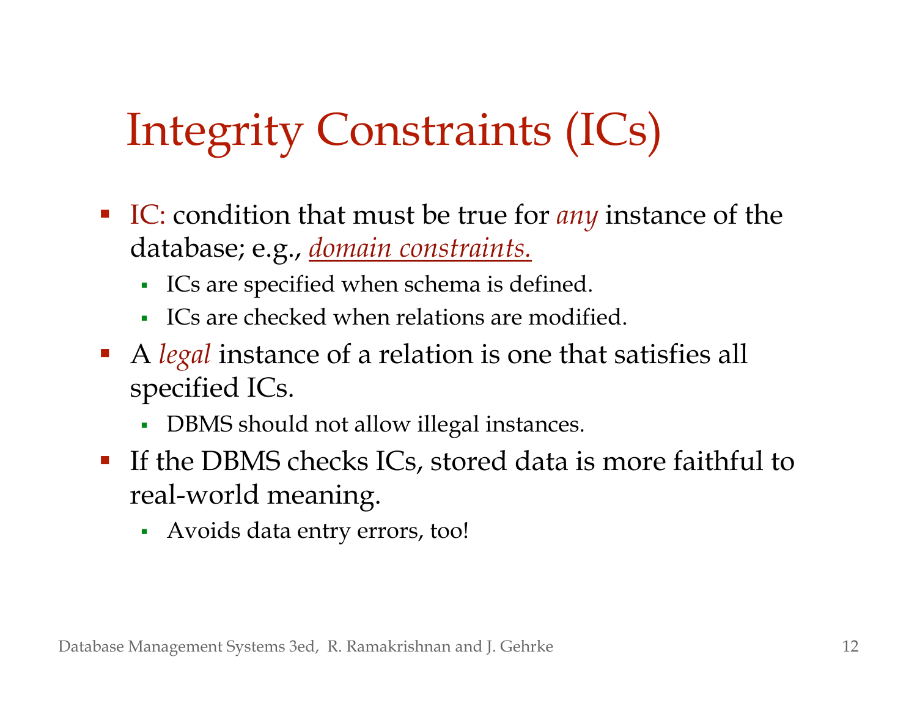# Integrity Constraints (ICs)

- IC: condition that must be true for *any* instance of the database; e.g., *domain constraints.*
  - ICs are specified when schema is defined.
  - ICs are checked when relations are modified.
- A *legal* instance of a relation is one that satisfies all specified ICs.
  - DBMS should not allow illegal instances.
- If the DBMS checks ICs, stored data is more faithful to real-world meaning.
  - Avoids data entry errors, too!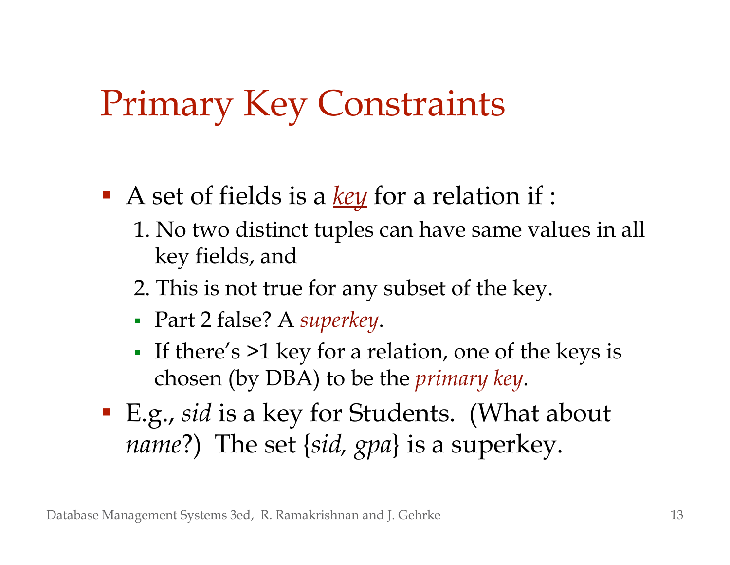# Primary Key Constraints

- A set of fields is a ***key*** for a relation if :
  1. No two distinct tuples can have same values in all key fields, and
  2. This is not true for any subset of the key.
  - Part 2 false? A *superkey*.
  - If there's >1 key for a relation, one of the keys is chosen (by DBA) to be the *primary key*.
- E.g., *sid* is a key for Students. (What about *name*?) The set {*sid, gpa*} is a superkey.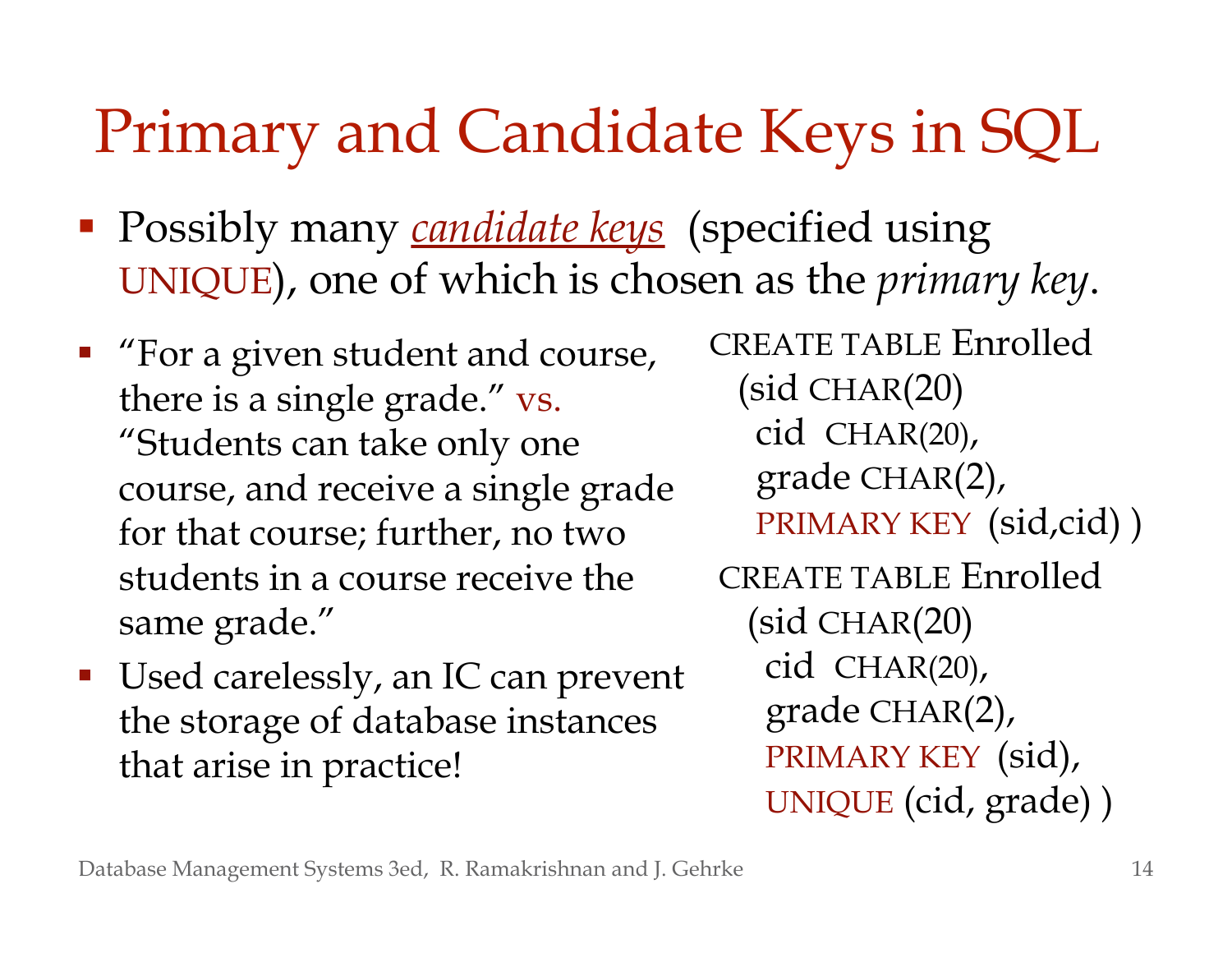# Primary and Candidate Keys in SQL

- Possibly many *candidate keys* (specified using UNIQUE), one of which is chosen as the *primary key*.

- "For a given student and course, there is a single grade." vs. "Students can take only one course, and receive a single grade for that course; further, no two students in a course receive the same grade."
- Used carelessly, an IC can prevent the storage of database instances that arise in practice!

```
CREATE TABLE Enrolled
  (sid CHAR(20)
   cid  CHAR(20),
   grade CHAR(2),
   PRIMARY KEY  (sid,cid) )
```

```
CREATE TABLE Enrolled
  (sid CHAR(20)
   cid  CHAR(20),
   grade CHAR(2),
   PRIMARY KEY  (sid),
   UNIQUE (cid, grade) )
```

Database Management Systems 3ed, R. Ramakrishnan and J. Gehrke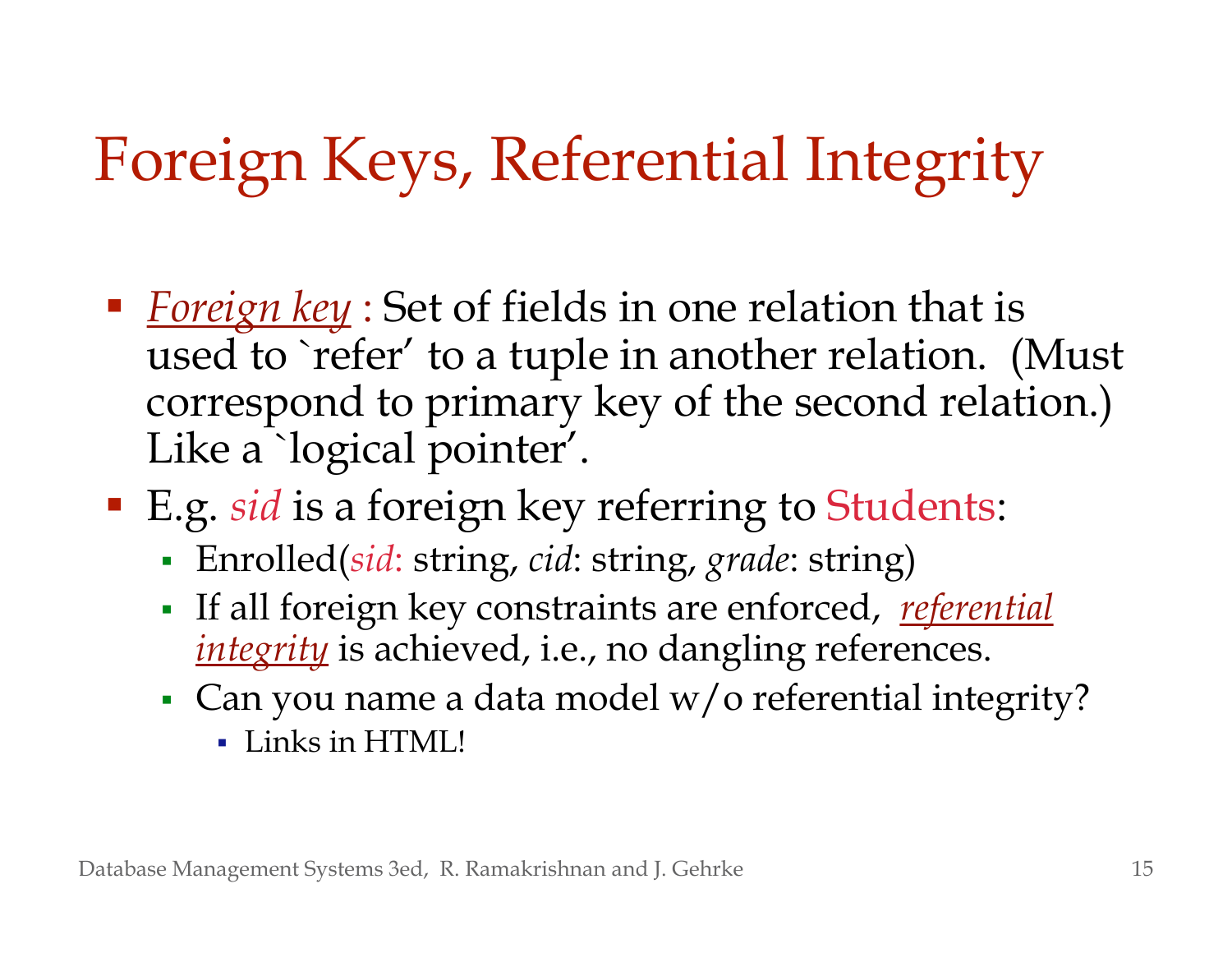# Foreign Keys, Referential Integrity

- ***Foreign key*** : Set of fields in one relation that is used to `refer' to a tuple in another relation. (Must correspond to primary key of the second relation.) Like a `logical pointer'.
- E.g. *sid* is a foreign key referring to Students:
  - Enrolled(*sid*: string, *cid*: string, *grade*: string)
  - If all foreign key constraints are enforced, ***referential integrity*** is achieved, i.e., no dangling references.
  - Can you name a data model w/o referential integrity?
    - Links in HTML!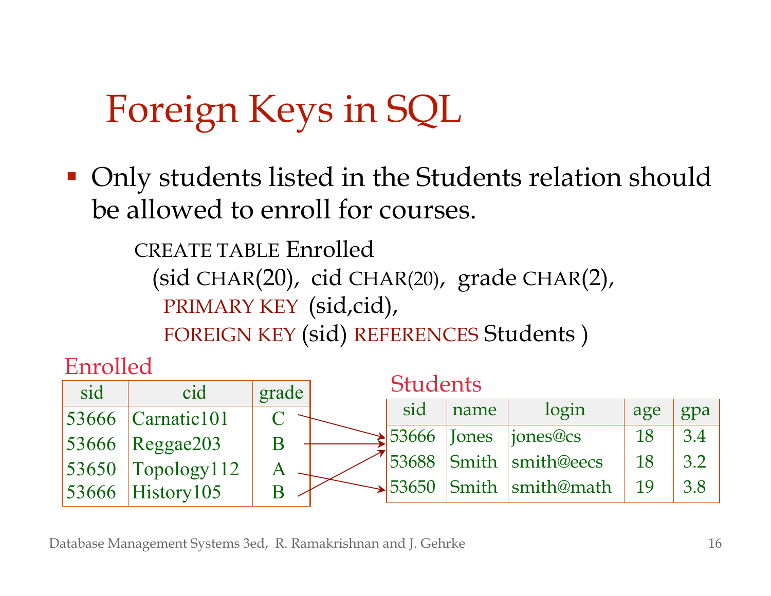# Foreign Keys in SQL

- Only students listed in the Students relation should be allowed to enroll for courses.

```
CREATE TABLE Enrolled
  (sid CHAR(20),  cid CHAR(20),  grade CHAR(2),
   PRIMARY KEY  (sid,cid),
   FOREIGN KEY (sid) REFERENCES Students )
```

Enrolled

| sid | cid | grade |
|---|---|---|
| 53666 | Carnatic101 | C |
| 53666 | Reggae203 | B |
| 53650 | Topology112 | A |
| 53666 | History105 | B |

Students

| sid | name | login | age | gpa |
|---|---|---|---|---|
| 53666 | Jones | jones@cs | 18 | 3.4 |
| 53688 | Smith | smith@eecs | 18 | 3.2 |
| 53650 | Smith | smith@math | 19 | 3.8 |

Database Management Systems 3ed, R. Ramakrishnan and J. Gehrke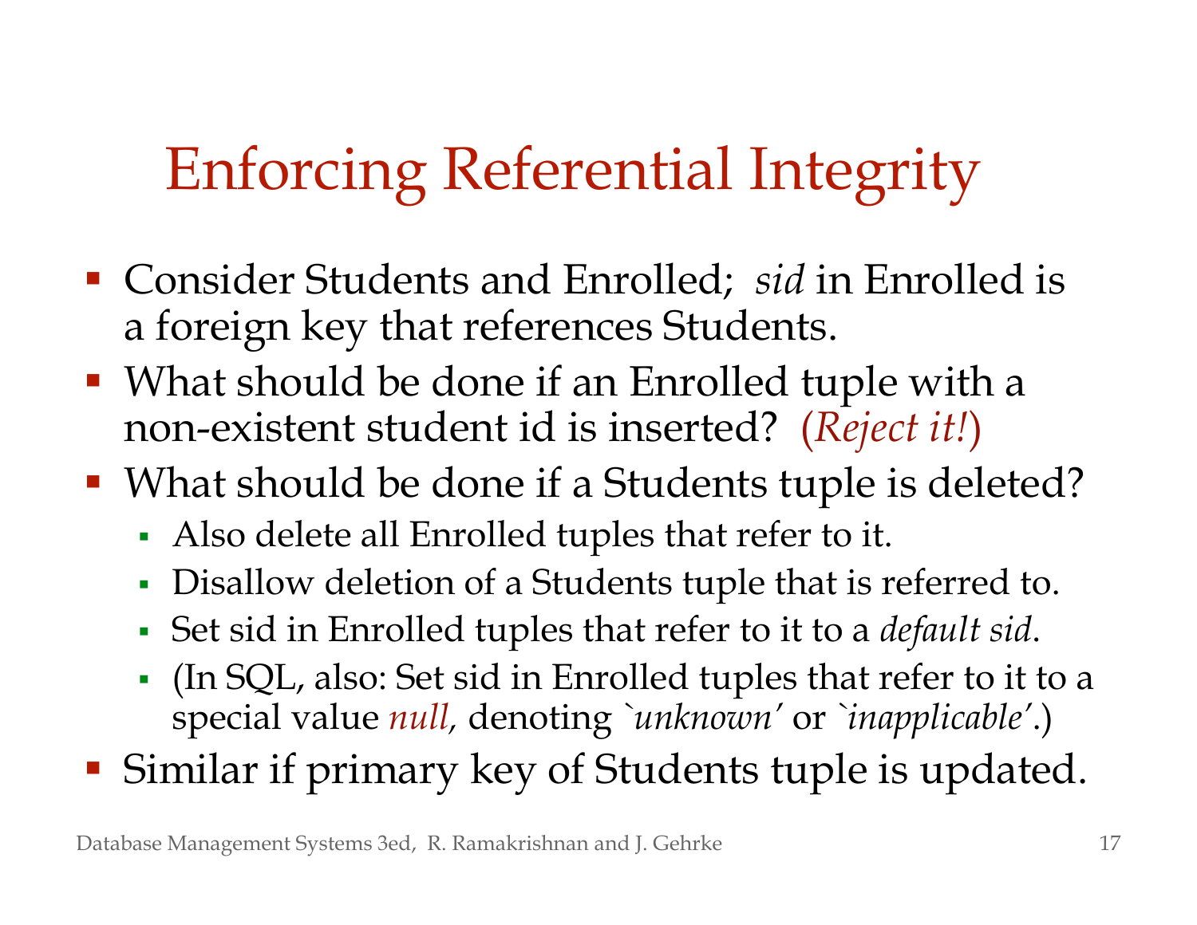# Enforcing Referential Integrity

- Consider Students and Enrolled; *sid* in Enrolled is a foreign key that references Students.
- What should be done if an Enrolled tuple with a non-existent student id is inserted? (*Reject it!*)
- What should be done if a Students tuple is deleted?
  - Also delete all Enrolled tuples that refer to it.
  - Disallow deletion of a Students tuple that is referred to.
  - Set sid in Enrolled tuples that refer to it to a *default sid*.
  - (In SQL, also: Set sid in Enrolled tuples that refer to it to a special value *null*, denoting `*unknown*' or `*inapplicable*'.)
- Similar if primary key of Students tuple is updated.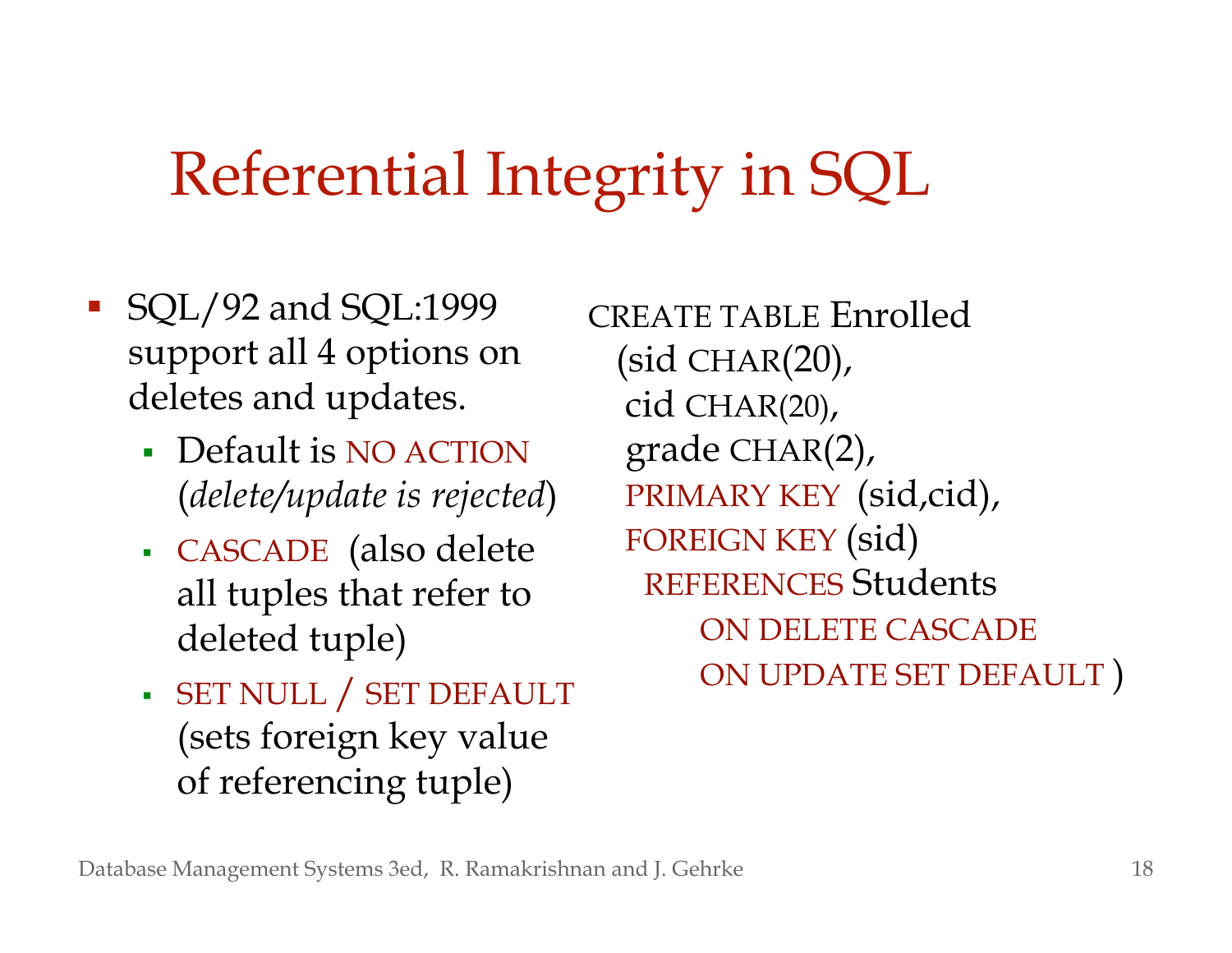# Referential Integrity in SQL

- SQL/92 and SQL:1999 support all 4 options on deletes and updates.
  - Default is NO ACTION (*delete/update is rejected*)
  - CASCADE (also delete all tuples that refer to deleted tuple)
  - SET NULL / SET DEFAULT (sets foreign key value of referencing tuple)

```
CREATE TABLE Enrolled
  (sid CHAR(20),
   cid CHAR(20),
   grade CHAR(2),
   PRIMARY KEY (sid,cid),
   FOREIGN KEY (sid)
     REFERENCES Students
        ON DELETE CASCADE
        ON UPDATE SET DEFAULT )
```

Database Management Systems 3ed, R. Ramakrishnan and J. Gehrke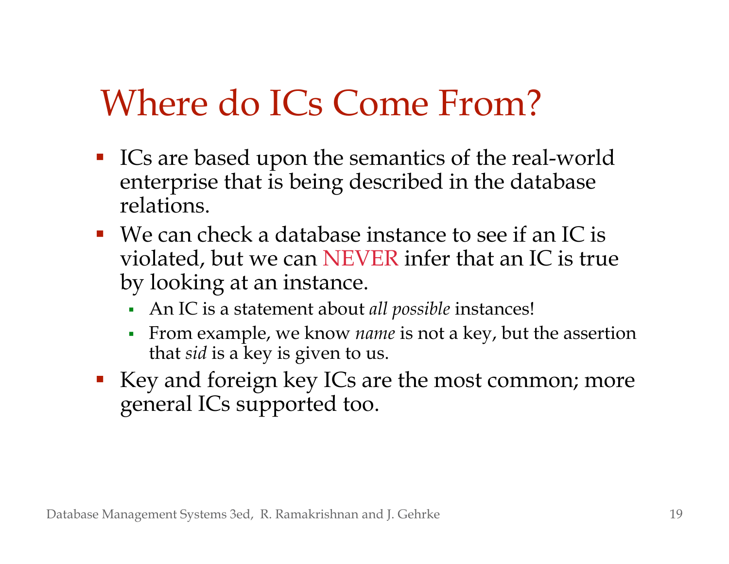# Where do ICs Come From?

- ICs are based upon the semantics of the real-world enterprise that is being described in the database relations.
- We can check a database instance to see if an IC is violated, but we can NEVER infer that an IC is true by looking at an instance.
  - An IC is a statement about *all possible* instances!
  - From example, we know *name* is not a key, but the assertion that *sid* is a key is given to us.
- Key and foreign key ICs are the most common; more general ICs supported too.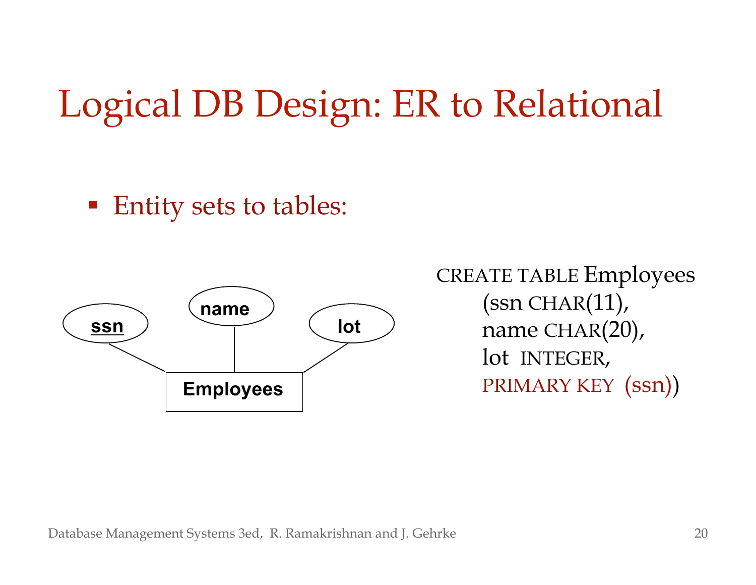# Logical DB Design: ER to Relational

- Entity sets to tables:

```
CREATE TABLE Employees
    (ssn CHAR(11),
    name CHAR(20),
    lot  INTEGER,
    PRIMARY KEY  (ssn))
```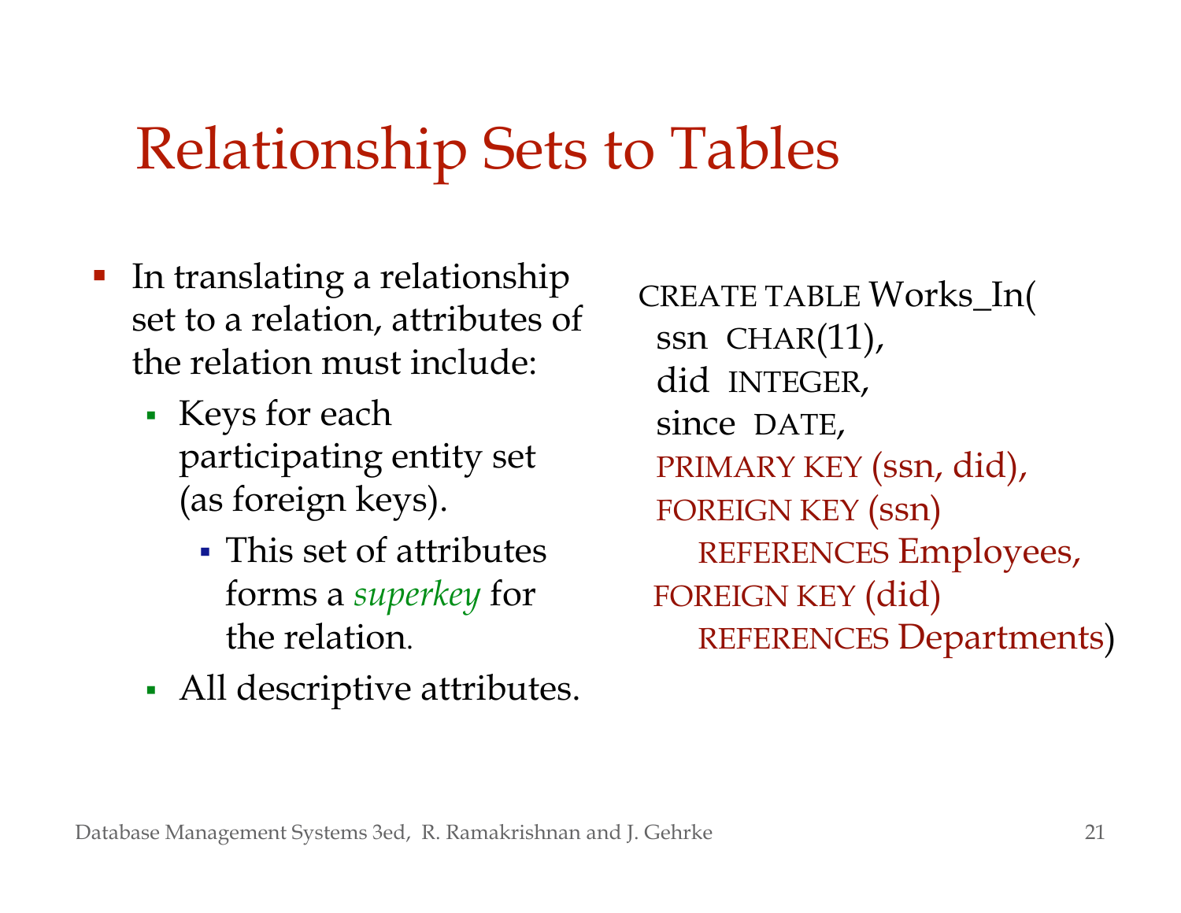# Relationship Sets to Tables

- In translating a relationship set to a relation, attributes of the relation must include:
  - Keys for each participating entity set (as foreign keys).
    - This set of attributes forms a *superkey* for the relation.
  - All descriptive attributes.

```
CREATE TABLE Works_In(
  ssn  CHAR(11),
  did  INTEGER,
  since  DATE,
  PRIMARY KEY (ssn, did),
  FOREIGN KEY (ssn)
     REFERENCES Employees,
  FOREIGN KEY (did)
     REFERENCES Departments)
```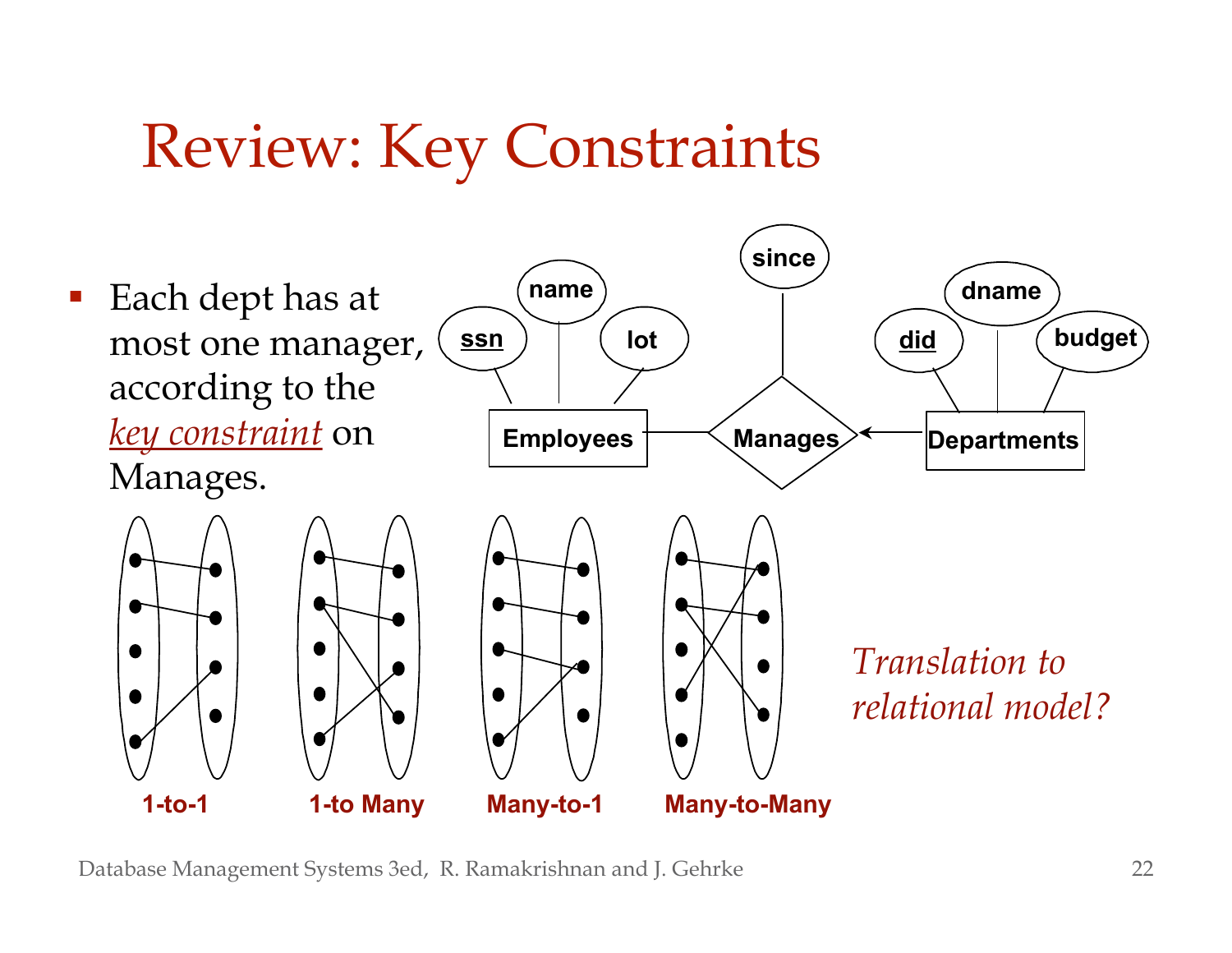# Review: Key Constraints

- Each dept has at most one manager, according to the *key constraint* on Manages.

ssn name lot since did dname budget

Employees Manages Departments

1-to-1 1-to Many Many-to-1 Many-to-Many

*Translation to relational model?*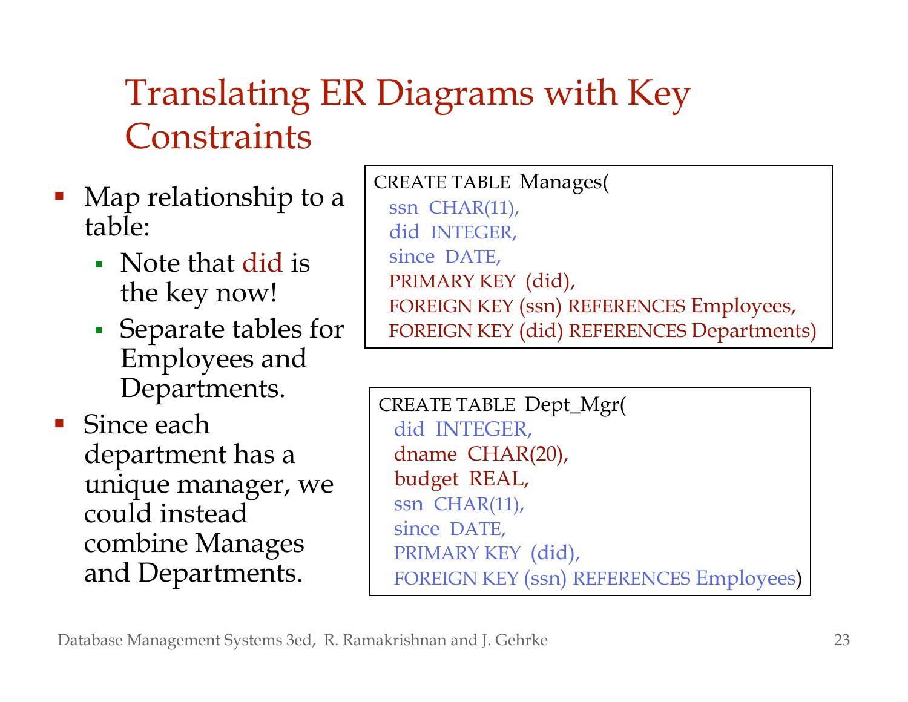# Translating ER Diagrams with Key Constraints

- Map relationship to a table:
  - Note that did is the key now!
  - Separate tables for Employees and Departments.
- Since each department has a unique manager, we could instead combine Manages and Departments.

```
CREATE TABLE  Manages(
  ssn  CHAR(11),
  did  INTEGER,
  since  DATE,
  PRIMARY KEY  (did),
  FOREIGN KEY (ssn) REFERENCES Employees,
  FOREIGN KEY (did) REFERENCES Departments)
```

```
CREATE TABLE  Dept_Mgr(
  did  INTEGER,
  dname  CHAR(20),
  budget  REAL,
  ssn  CHAR(11),
  since  DATE,
  PRIMARY KEY  (did),
  FOREIGN KEY (ssn) REFERENCES Employees)
```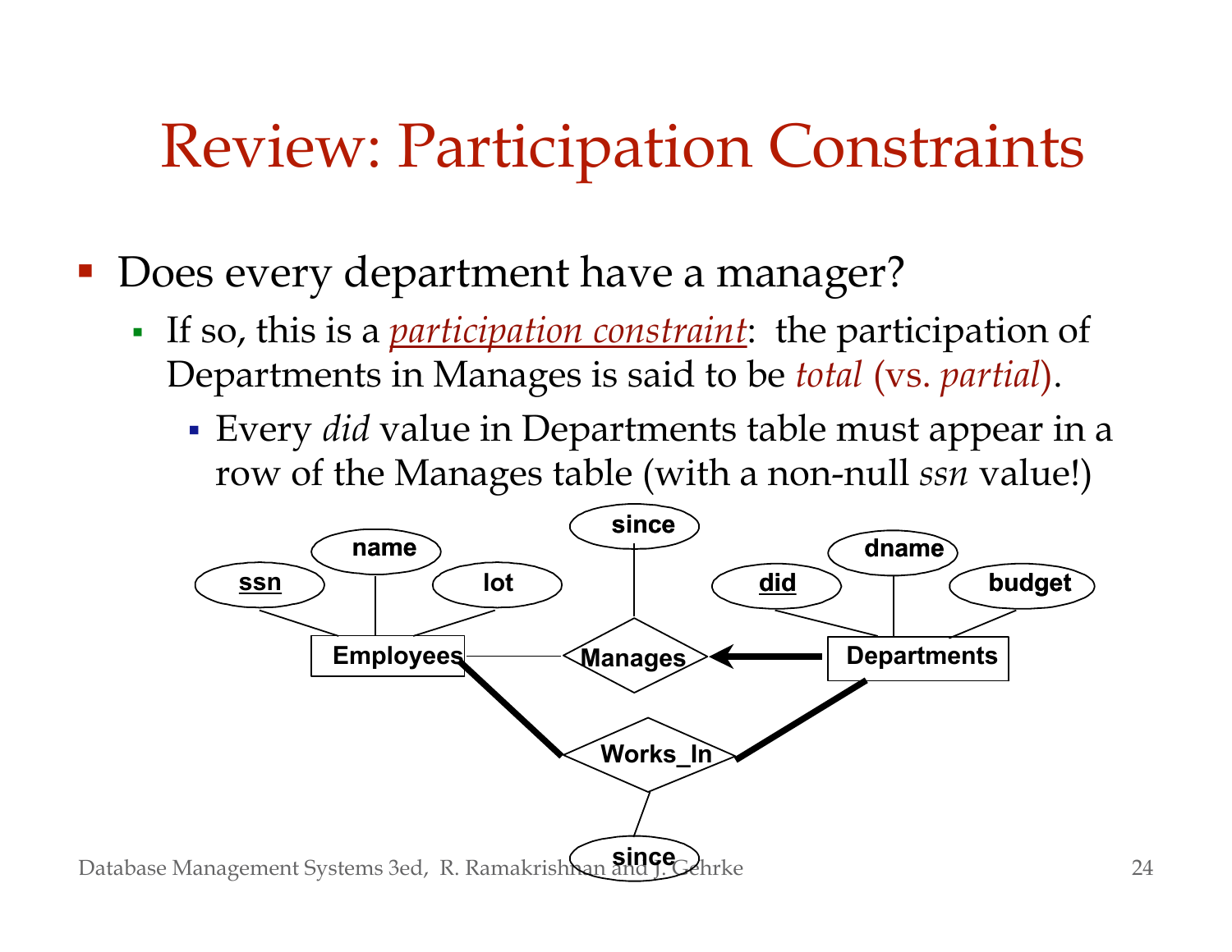# Review: Participation Constraints

- Does every department have a manager?
  - If so, this is a *participation constraint*: the participation of Departments in Manages is said to be *total* (vs. *partial*).
    - Every *did* value in Departments table must appear in a row of the Manages table (with a non-null *ssn* value!)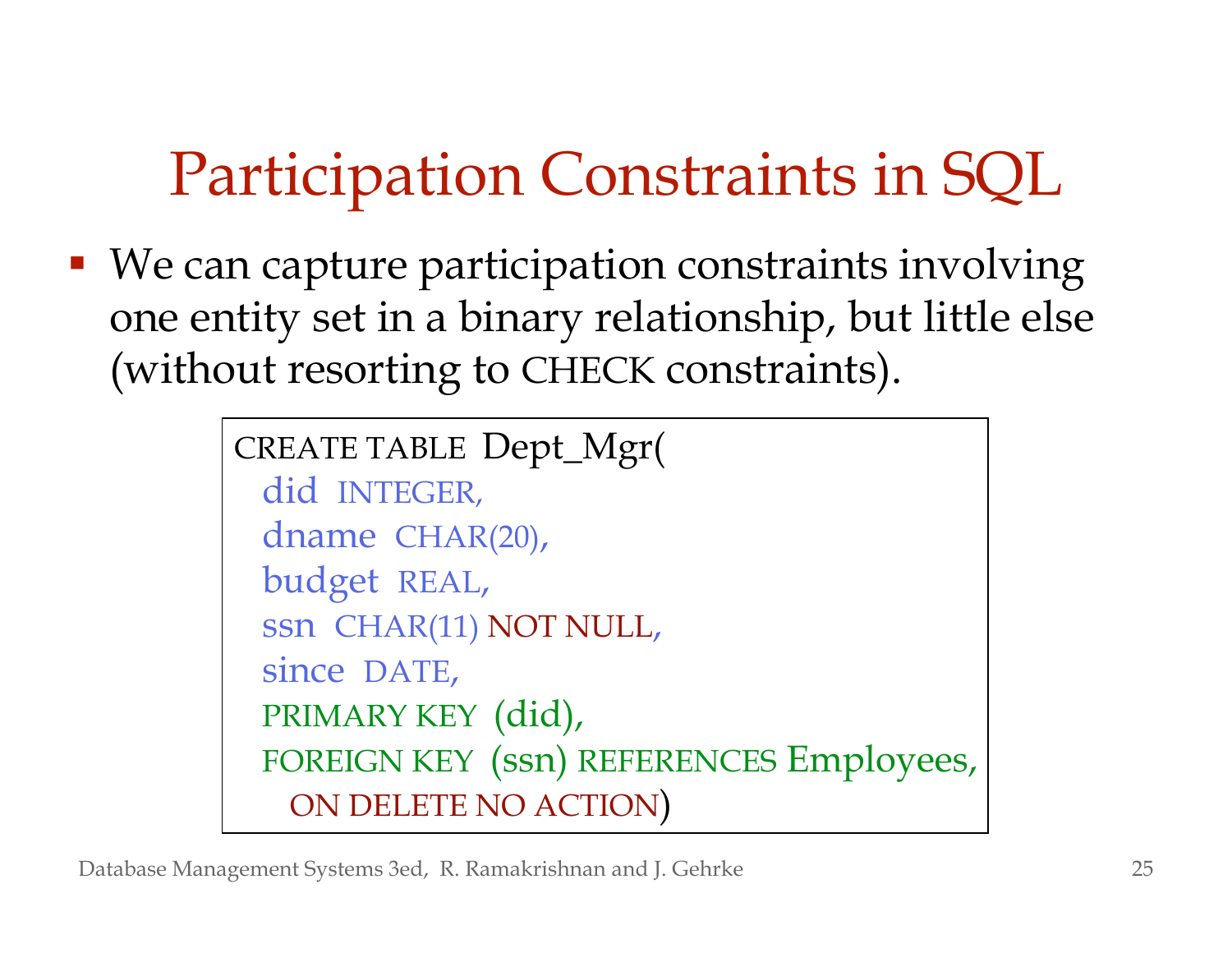# Participation Constraints in SQL

- We can capture participation constraints involving one entity set in a binary relationship, but little else (without resorting to CHECK constraints).

```
CREATE TABLE Dept_Mgr(
  did INTEGER,
  dname CHAR(20),
  budget REAL,
  ssn CHAR(11) NOT NULL,
  since DATE,
  PRIMARY KEY (did),
  FOREIGN KEY (ssn) REFERENCES Employees,
    ON DELETE NO ACTION)
```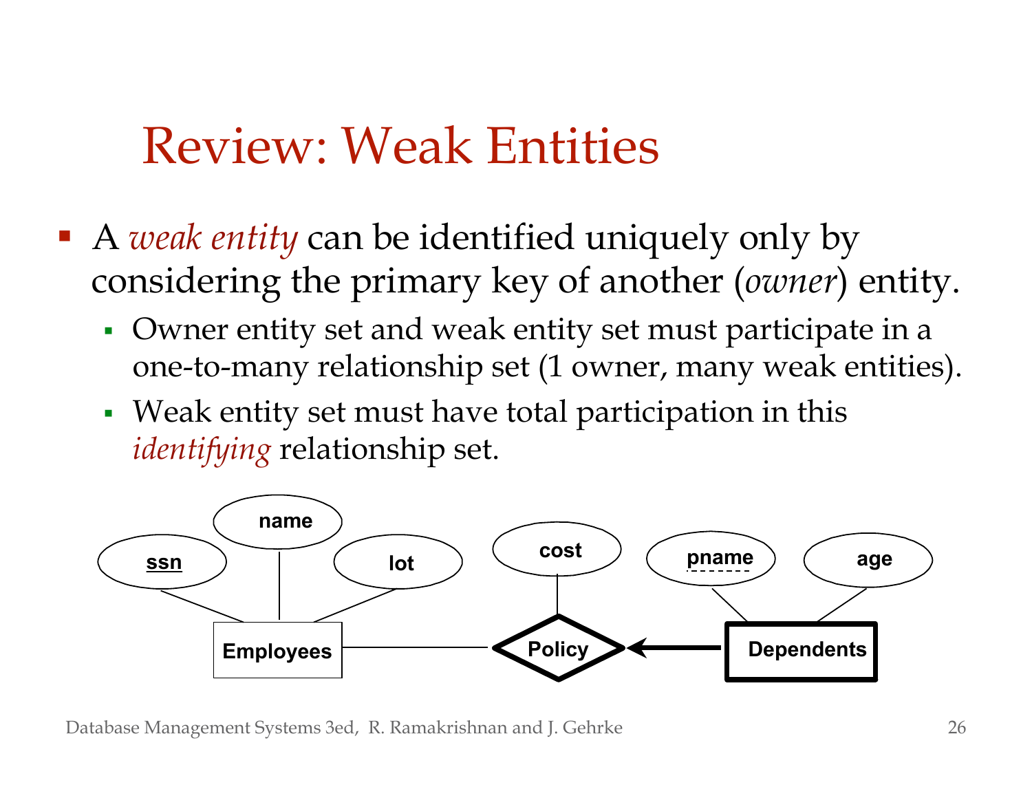# Review: Weak Entities

- A *weak entity* can be identified uniquely only by considering the primary key of another (*owner*) entity.
  - Owner entity set and weak entity set must participate in a one-to-many relationship set (1 owner, many weak entities).
  - Weak entity set must have total participation in this *identifying* relationship set.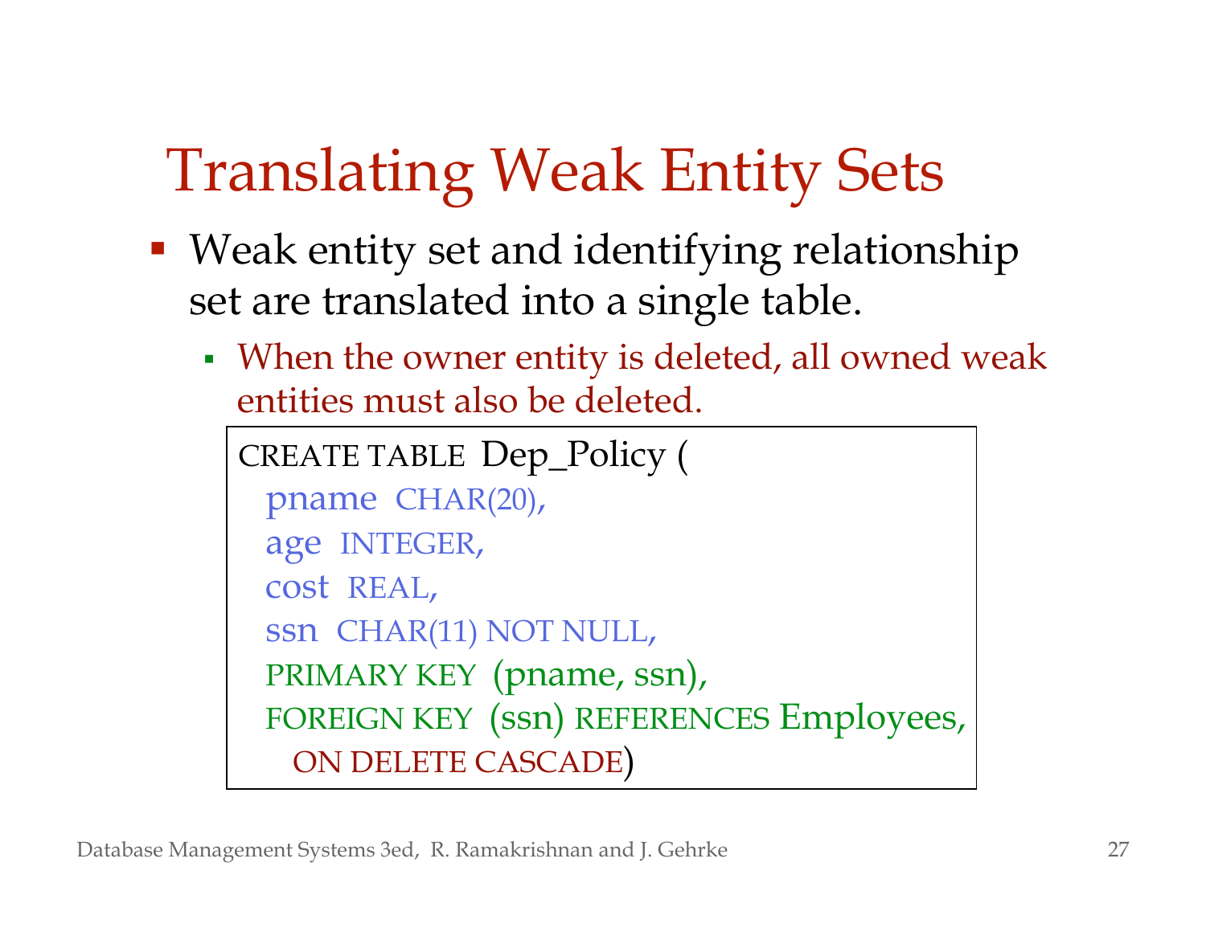# Translating Weak Entity Sets

- Weak entity set and identifying relationship set are translated into a single table.
  - When the owner entity is deleted, all owned weak entities must also be deleted.

```
CREATE TABLE Dep_Policy (
  pname CHAR(20),
  age INTEGER,
  cost REAL,
  ssn CHAR(11) NOT NULL,
  PRIMARY KEY (pname, ssn),
  FOREIGN KEY (ssn) REFERENCES Employees,
    ON DELETE CASCADE)
```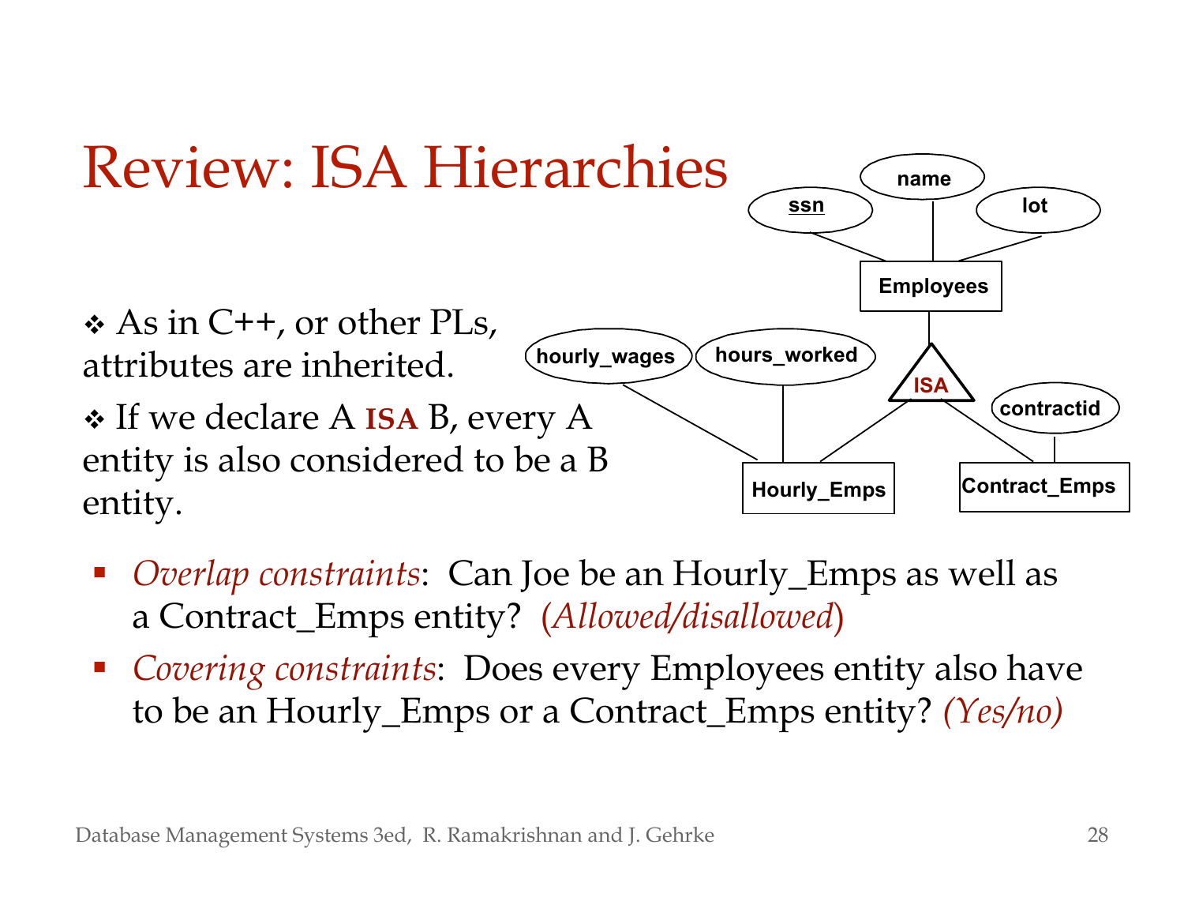# Review: ISA Hierarchies

- As in C++, or other PLs, attributes are inherited.
- If we declare A **ISA** B, every A entity is also considered to be a B entity.

- *Overlap constraints*: Can Joe be an Hourly_Emps as well as a Contract_Emps entity? (*Allowed/disallowed*)
- *Covering constraints*: Does every Employees entity also have to be an Hourly_Emps or a Contract_Emps entity? *(Yes/no)*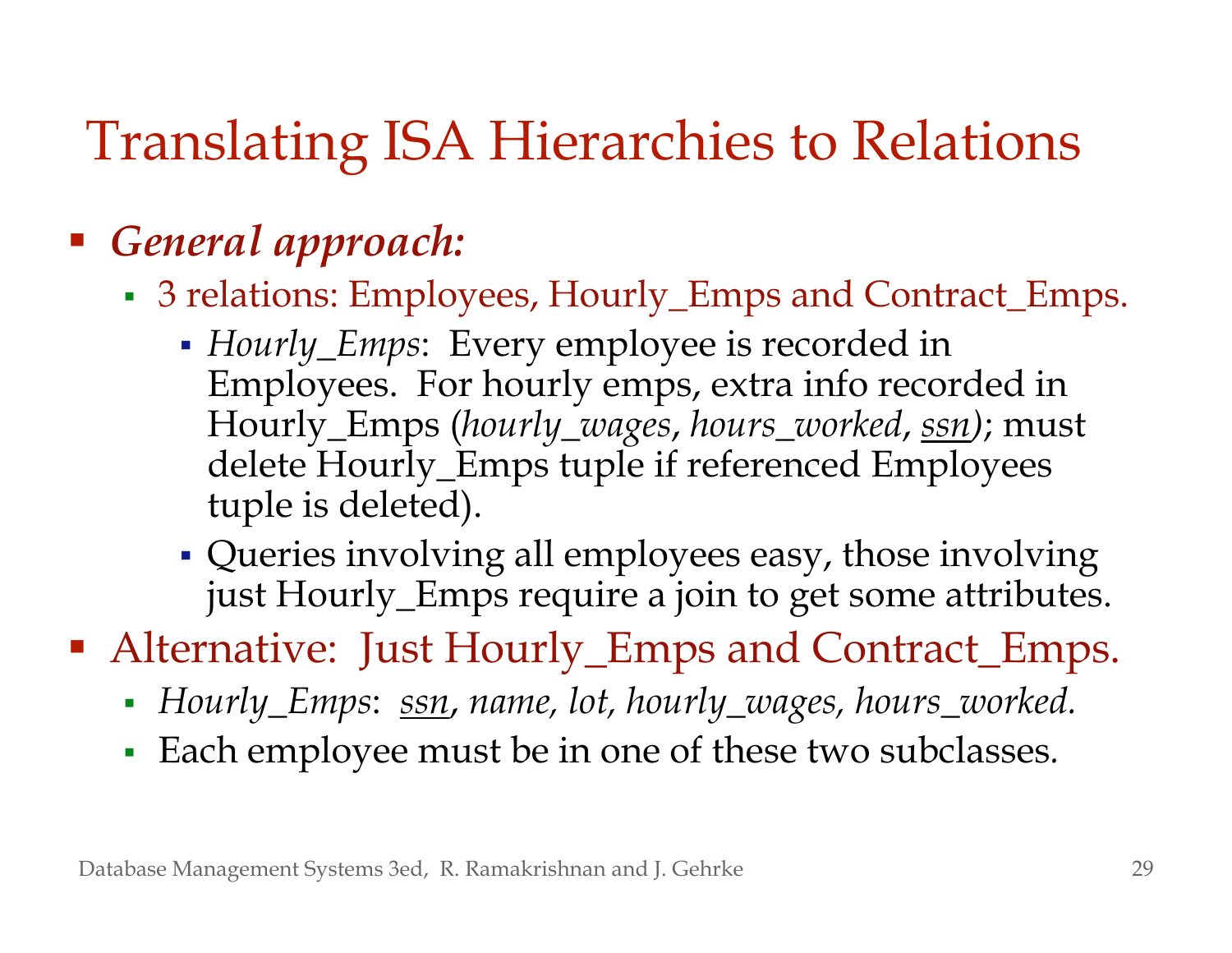# Translating ISA Hierarchies to Relations

- ***General approach:***
  - 3 relations: Employees, Hourly_Emps and Contract_Emps.
    - *Hourly_Emps*: Every employee is recorded in Employees. For hourly emps, extra info recorded in Hourly_Emps (*hourly_wages*, *hours_worked*, <u>*ssn*</u>); must delete Hourly_Emps tuple if referenced Employees tuple is deleted).
    - Queries involving all employees easy, those involving just Hourly_Emps require a join to get some attributes.
- Alternative: Just Hourly_Emps and Contract_Emps.
  - *Hourly_Emps*: <u>*ssn*</u>*, name, lot, hourly_wages, hours_worked.*
  - Each employee must be in one of these two subclasses.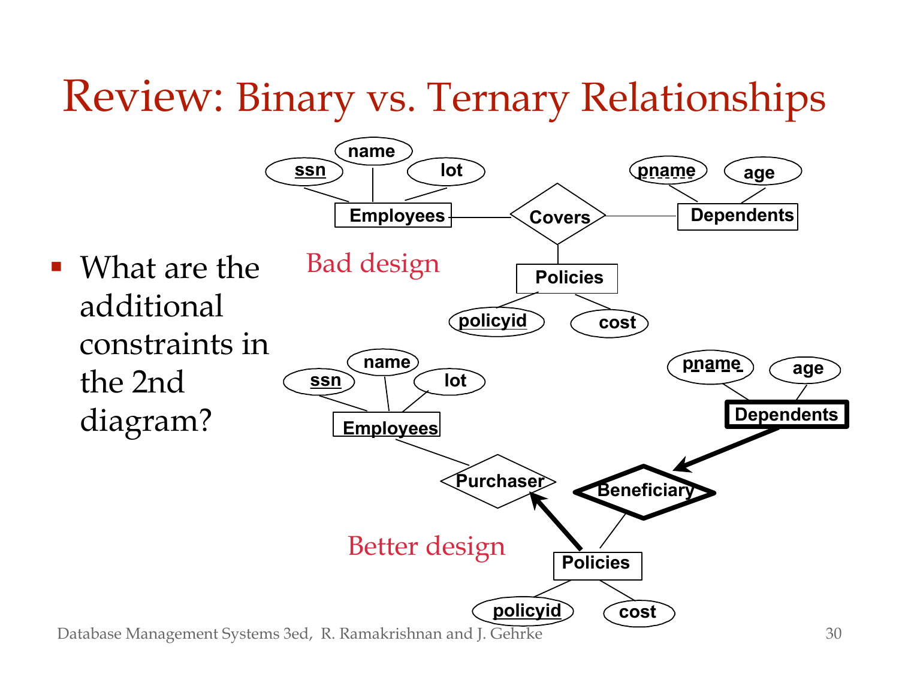# Review: Binary vs. Ternary Relationships

- What are the additional constraints in the 2nd diagram?

Bad design

Better design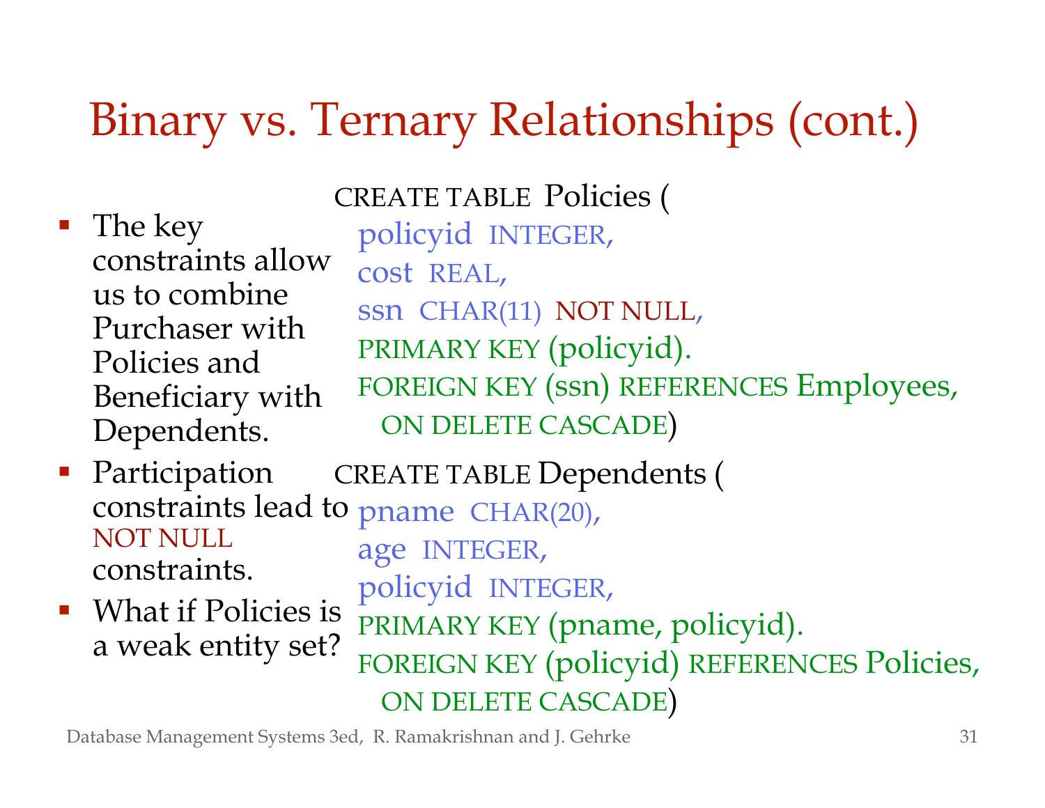# Binary vs. Ternary Relationships (cont.)

- The key constraints allow us to combine Purchaser with Policies and Beneficiary with Dependents.
- Participation constraints lead to NOT NULL constraints.
- What if Policies is a weak entity set?

```
CREATE TABLE Policies (
  policyid INTEGER,
  cost REAL,
  ssn CHAR(11) NOT NULL,
  PRIMARY KEY (policyid).
  FOREIGN KEY (ssn) REFERENCES Employees,
    ON DELETE CASCADE)
```

```
CREATE TABLE Dependents (
  pname CHAR(20),
  age INTEGER,
  policyid INTEGER,
  PRIMARY KEY (pname, policyid).
  FOREIGN KEY (policyid) REFERENCES Policies,
    ON DELETE CASCADE)
```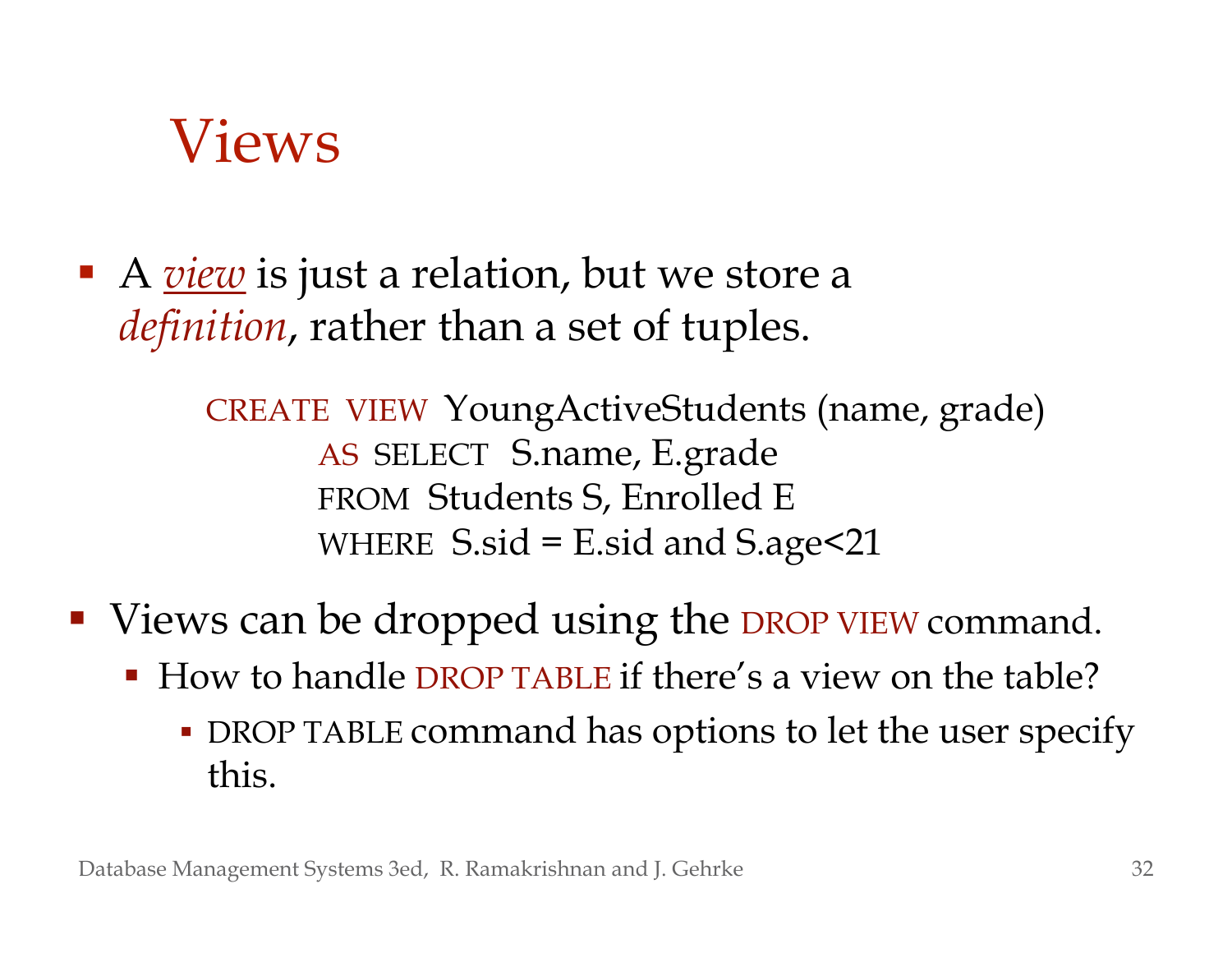# Views

- A *view* is just a relation, but we store a *definition*, rather than a set of tuples.

```
CREATE VIEW YoungActiveStudents (name, grade)
    AS SELECT S.name, E.grade
    FROM Students S, Enrolled E
    WHERE S.sid = E.sid and S.age<21
```

- Views can be dropped using the DROP VIEW command.
  - How to handle DROP TABLE if there's a view on the table?
    - DROP TABLE command has options to let the user specify this.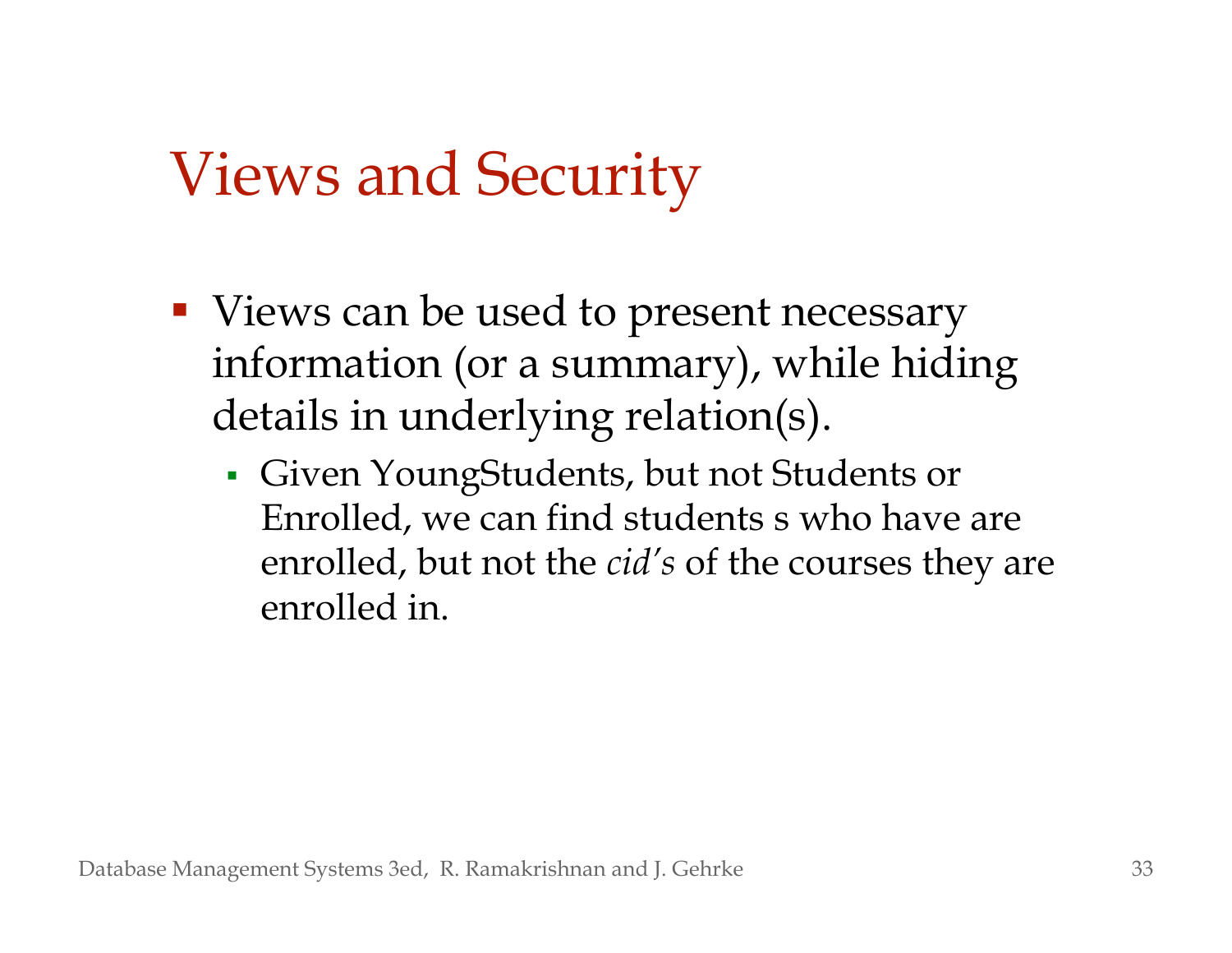# Views and Security

- Views can be used to present necessary information (or a summary), while hiding details in underlying relation(s).
  - Given YoungStudents, but not Students or Enrolled, we can find students s who have are enrolled, but not the *cid's* of the courses they are enrolled in.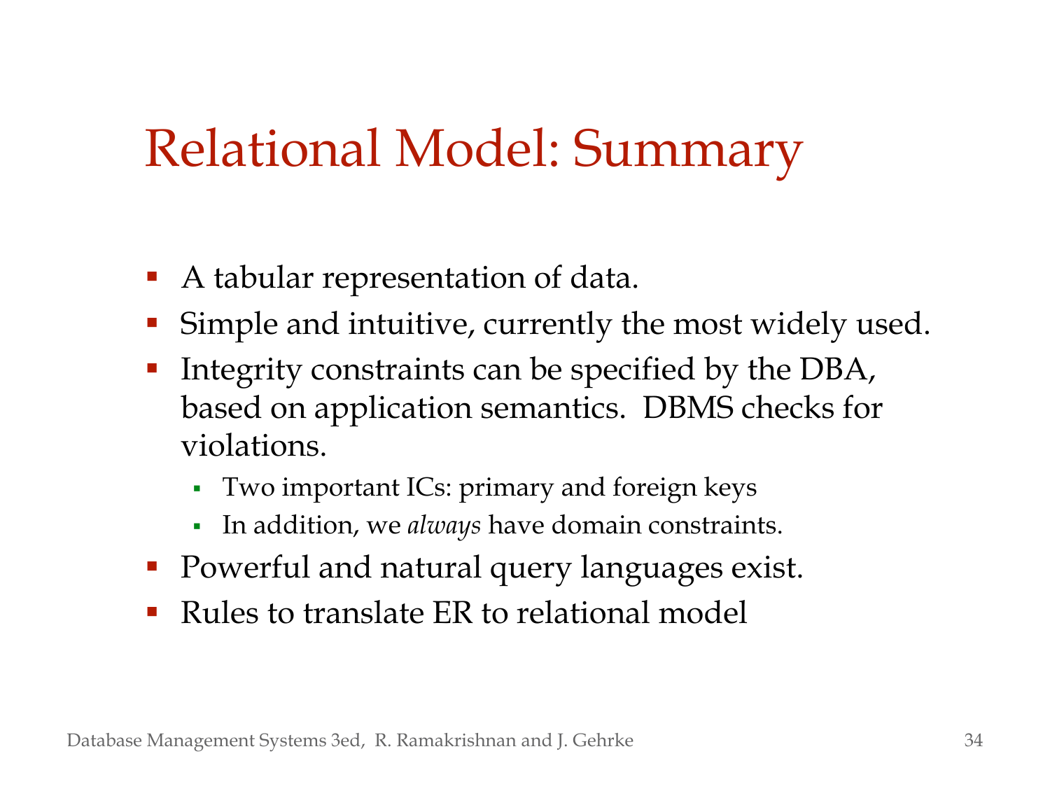# Relational Model: Summary

- A tabular representation of data.
- Simple and intuitive, currently the most widely used.
- Integrity constraints can be specified by the DBA, based on application semantics. DBMS checks for violations.
  - Two important ICs: primary and foreign keys
  - In addition, we *always* have domain constraints.
- Powerful and natural query languages exist.
- Rules to translate ER to relational model